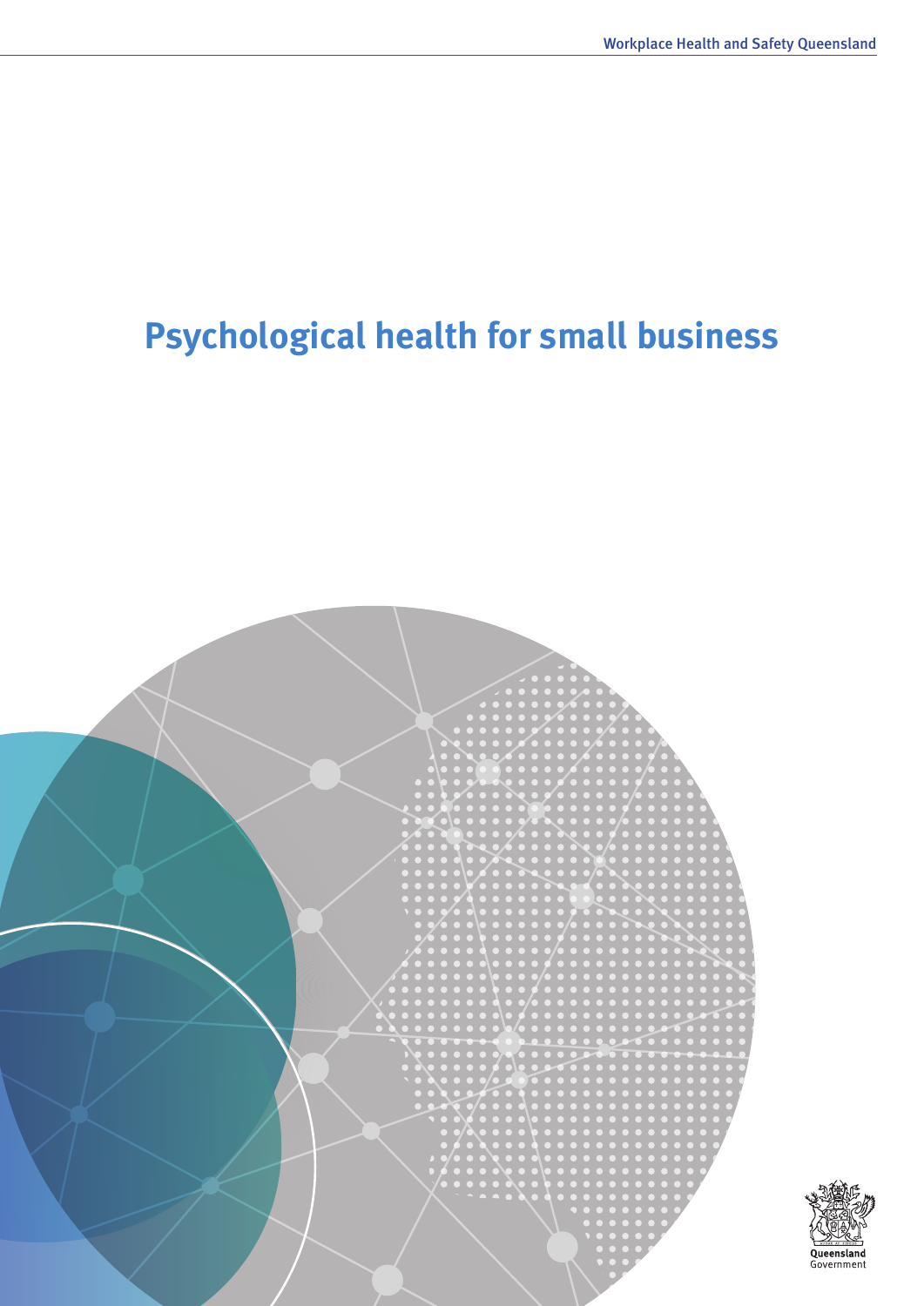Workplace Health and Safety Queensland

# Psychological health for small business

Queensland Government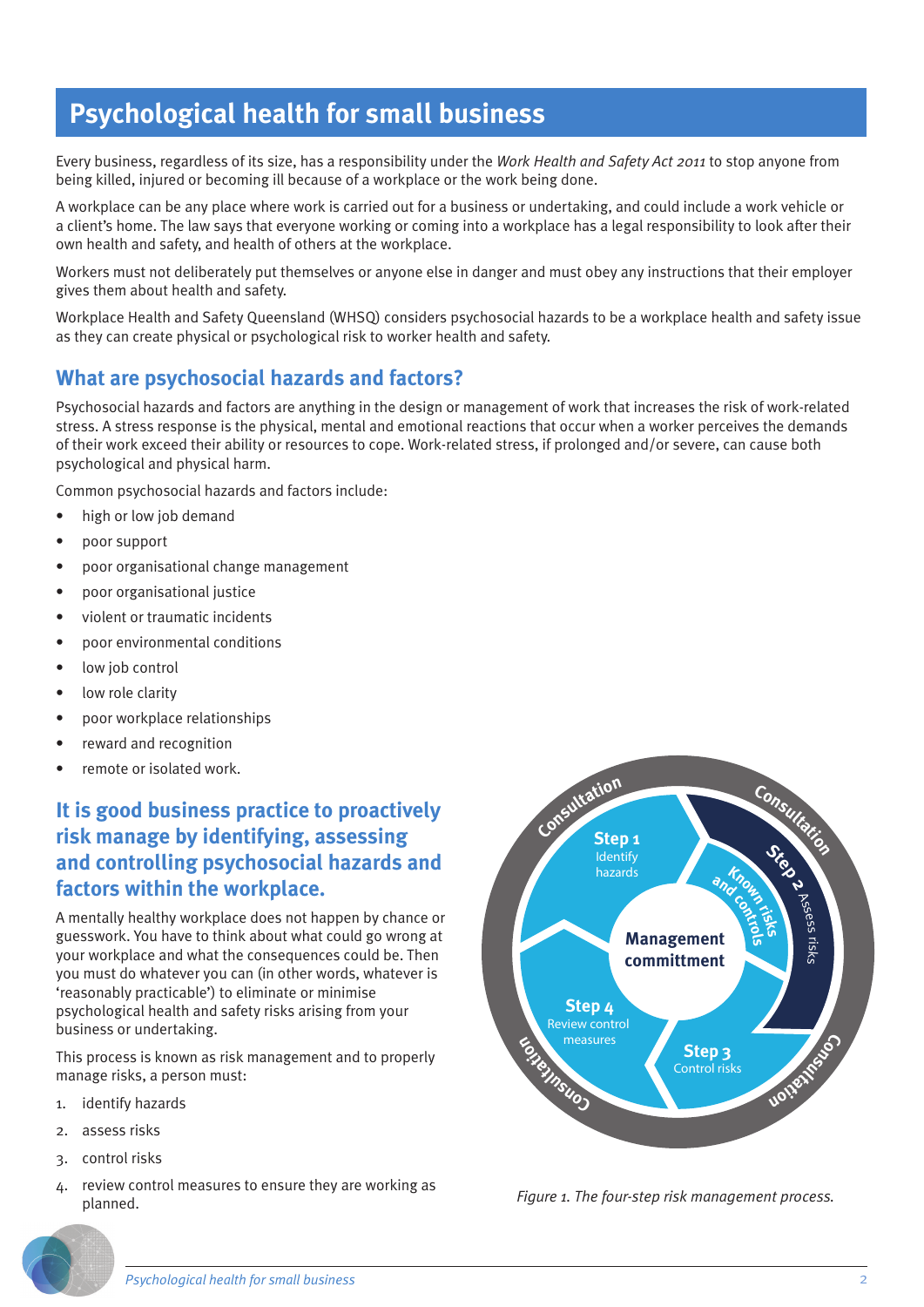# Psychological health for small business

Every business, regardless of its size, has a responsibility under the *Work Health and Safety Act 2011* to stop anyone from being killed, injured or becoming ill because of a workplace or the work being done.

A workplace can be any place where work is carried out for a business or undertaking, and could include a work vehicle or a client's home. The law says that everyone working or coming into a workplace has a legal responsibility to look after their own health and safety, and health of others at the workplace.

Workers must not deliberately put themselves or anyone else in danger and must obey any instructions that their employer gives them about health and safety.

Workplace Health and Safety Queensland (WHSQ) considers psychosocial hazards to be a workplace health and safety issue as they can create physical or psychological risk to worker health and safety.

## What are psychosocial hazards and factors?

Psychosocial hazards and factors are anything in the design or management of work that increases the risk of work-related stress. A stress response is the physical, mental and emotional reactions that occur when a worker perceives the demands of their work exceed their ability or resources to cope. Work-related stress, if prolonged and/or severe, can cause both psychological and physical harm.

Common psychosocial hazards and factors include:

- high or low job demand
- poor support
- poor organisational change management
- poor organisational justice
- violent or traumatic incidents
- poor environmental conditions
- low job control
- low role clarity
- poor workplace relationships
- reward and recognition
- remote or isolated work.

## It is good business practice to proactively risk manage by identifying, assessing and controlling psychosocial hazards and factors within the workplace.

A mentally healthy workplace does not happen by chance or guesswork. You have to think about what could go wrong at your workplace and what the consequences could be. Then you must do whatever you can (in other words, whatever is 'reasonably practicable') to eliminate or minimise psychological health and safety risks arising from your business or undertaking.

This process is known as risk management and to properly manage risks, a person must:

1. identify hazards
2. assess risks
3. control risks
4. review control measures to ensure they are working as planned.

*Figure 1. The four-step risk management process.*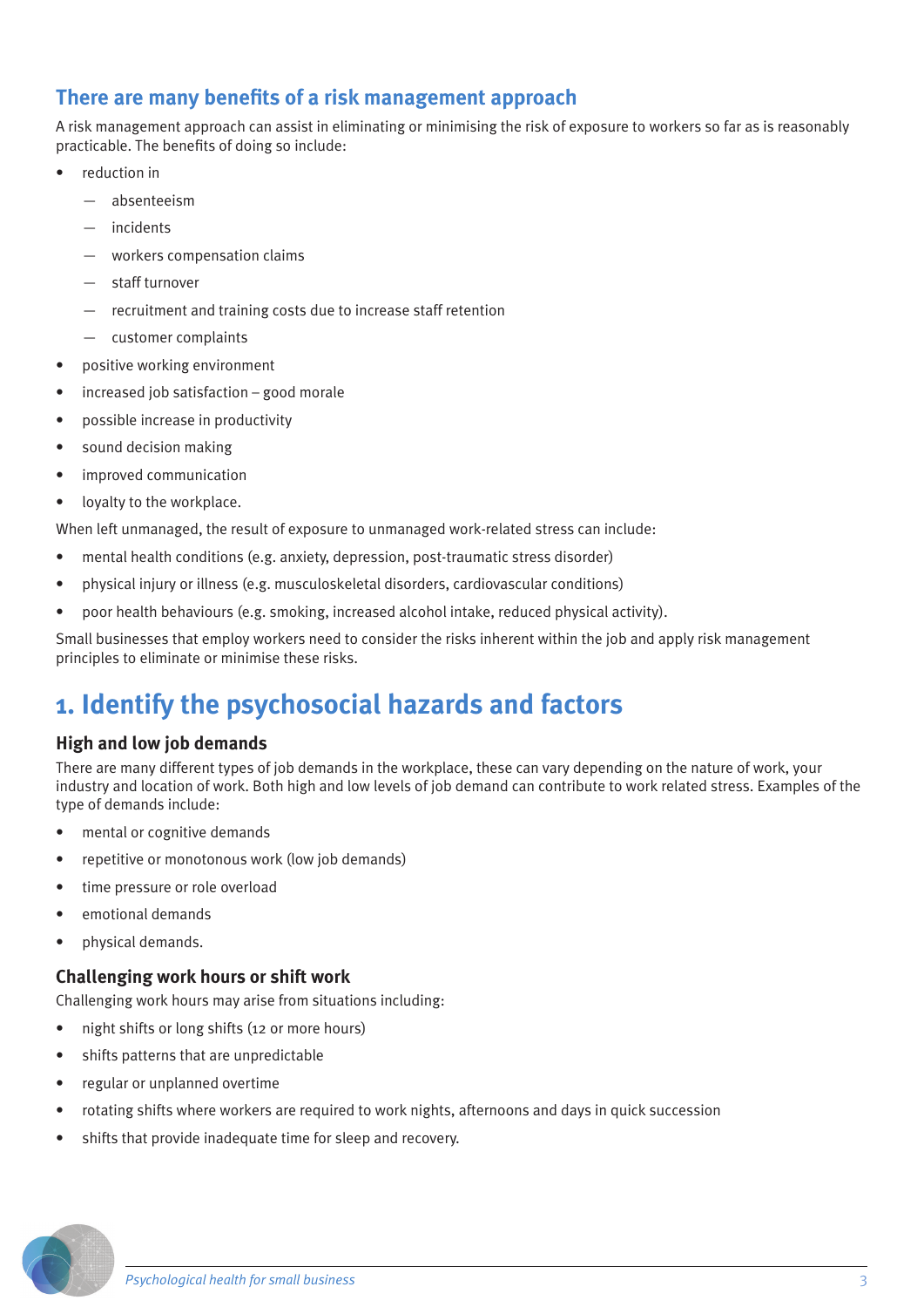## There are many benefits of a risk management approach

A risk management approach can assist in eliminating or minimising the risk of exposure to workers so far as is reasonably practicable. The benefits of doing so include:

- reduction in
  - absenteeism
  - incidents
  - workers compensation claims
  - staff turnover
  - recruitment and training costs due to increase staff retention
  - customer complaints
- positive working environment
- increased job satisfaction – good morale
- possible increase in productivity
- sound decision making
- improved communication
- loyalty to the workplace.

When left unmanaged, the result of exposure to unmanaged work-related stress can include:

- mental health conditions (e.g. anxiety, depression, post-traumatic stress disorder)
- physical injury or illness (e.g. musculoskeletal disorders, cardiovascular conditions)
- poor health behaviours (e.g. smoking, increased alcohol intake, reduced physical activity).

Small businesses that employ workers need to consider the risks inherent within the job and apply risk management principles to eliminate or minimise these risks.

# 1. Identify the psychosocial hazards and factors

### High and low job demands

There are many different types of job demands in the workplace, these can vary depending on the nature of work, your industry and location of work. Both high and low levels of job demand can contribute to work related stress. Examples of the type of demands include:

- mental or cognitive demands
- repetitive or monotonous work (low job demands)
- time pressure or role overload
- emotional demands
- physical demands.

### Challenging work hours or shift work

Challenging work hours may arise from situations including:

- night shifts or long shifts (12 or more hours)
- shifts patterns that are unpredictable
- regular or unplanned overtime
- rotating shifts where workers are required to work nights, afternoons and days in quick succession
- shifts that provide inadequate time for sleep and recovery.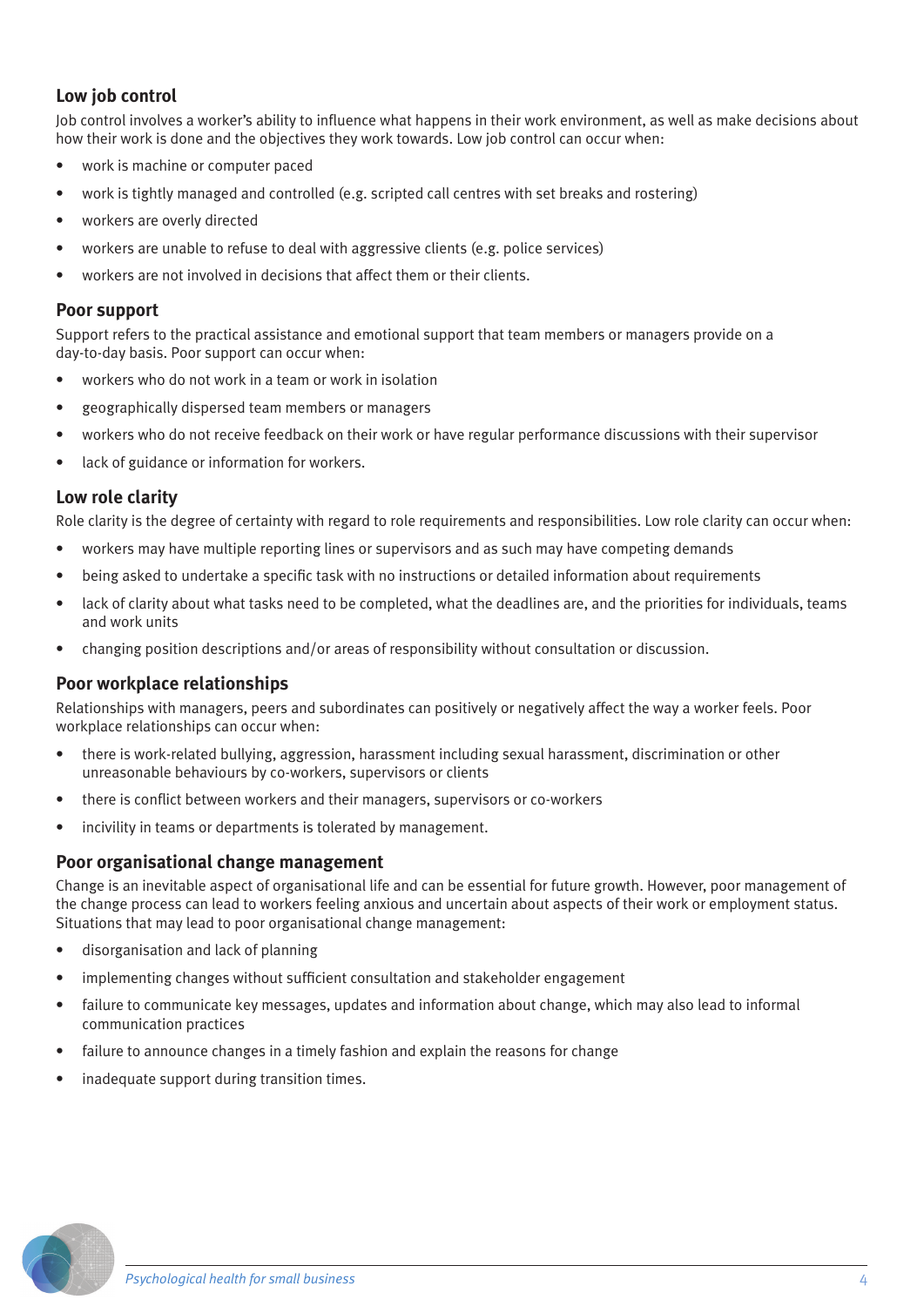### Low job control

Job control involves a worker's ability to influence what happens in their work environment, as well as make decisions about how their work is done and the objectives they work towards. Low job control can occur when:

- work is machine or computer paced
- work is tightly managed and controlled (e.g. scripted call centres with set breaks and rostering)
- workers are overly directed
- workers are unable to refuse to deal with aggressive clients (e.g. police services)
- workers are not involved in decisions that affect them or their clients.

### Poor support

Support refers to the practical assistance and emotional support that team members or managers provide on a day-to-day basis. Poor support can occur when:

- workers who do not work in a team or work in isolation
- geographically dispersed team members or managers
- workers who do not receive feedback on their work or have regular performance discussions with their supervisor
- lack of guidance or information for workers.

### Low role clarity

Role clarity is the degree of certainty with regard to role requirements and responsibilities. Low role clarity can occur when:

- workers may have multiple reporting lines or supervisors and as such may have competing demands
- being asked to undertake a specific task with no instructions or detailed information about requirements
- lack of clarity about what tasks need to be completed, what the deadlines are, and the priorities for individuals, teams and work units
- changing position descriptions and/or areas of responsibility without consultation or discussion.

### Poor workplace relationships

Relationships with managers, peers and subordinates can positively or negatively affect the way a worker feels. Poor workplace relationships can occur when:

- there is work-related bullying, aggression, harassment including sexual harassment, discrimination or other unreasonable behaviours by co-workers, supervisors or clients
- there is conflict between workers and their managers, supervisors or co-workers
- incivility in teams or departments is tolerated by management.

### Poor organisational change management

Change is an inevitable aspect of organisational life and can be essential for future growth. However, poor management of the change process can lead to workers feeling anxious and uncertain about aspects of their work or employment status. Situations that may lead to poor organisational change management:

- disorganisation and lack of planning
- implementing changes without sufficient consultation and stakeholder engagement
- failure to communicate key messages, updates and information about change, which may also lead to informal communication practices
- failure to announce changes in a timely fashion and explain the reasons for change
- inadequate support during transition times.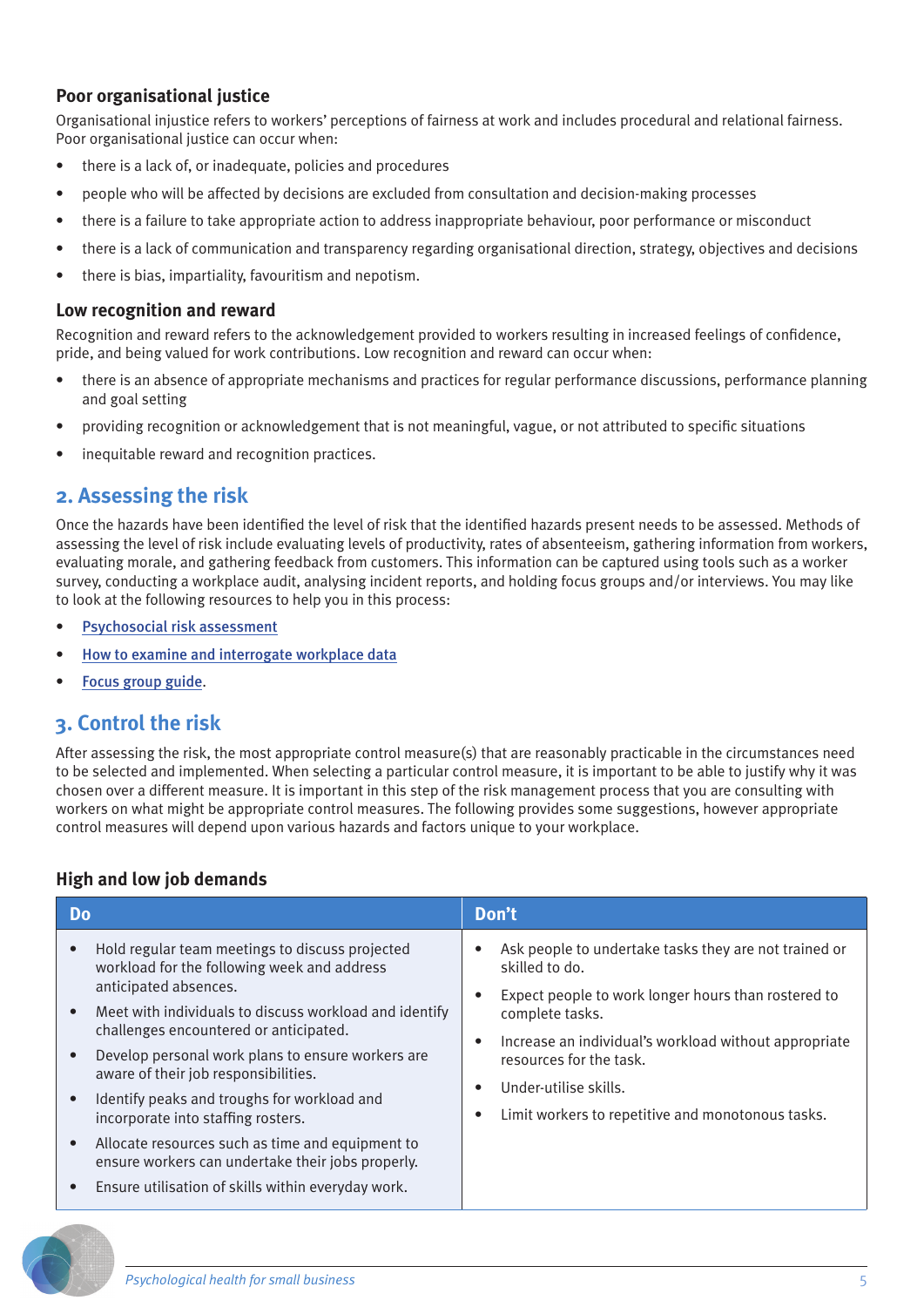### Poor organisational justice

Organisational injustice refers to workers' perceptions of fairness at work and includes procedural and relational fairness. Poor organisational justice can occur when:

- there is a lack of, or inadequate, policies and procedures
- people who will be affected by decisions are excluded from consultation and decision-making processes
- there is a failure to take appropriate action to address inappropriate behaviour, poor performance or misconduct
- there is a lack of communication and transparency regarding organisational direction, strategy, objectives and decisions
- there is bias, impartiality, favouritism and nepotism.

### Low recognition and reward

Recognition and reward refers to the acknowledgement provided to workers resulting in increased feelings of confidence, pride, and being valued for work contributions. Low recognition and reward can occur when:

- there is an absence of appropriate mechanisms and practices for regular performance discussions, performance planning and goal setting
- providing recognition or acknowledgement that is not meaningful, vague, or not attributed to specific situations
- inequitable reward and recognition practices.

## 2. Assessing the risk

Once the hazards have been identified the level of risk that the identified hazards present needs to be assessed. Methods of assessing the level of risk include evaluating levels of productivity, rates of absenteeism, gathering information from workers, evaluating morale, and gathering feedback from customers. This information can be captured using tools such as a worker survey, conducting a workplace audit, analysing incident reports, and holding focus groups and/or interviews. You may like to look at the following resources to help you in this process:

- Psychosocial risk assessment
- How to examine and interrogate workplace data
- Focus group guide.

## 3. Control the risk

After assessing the risk, the most appropriate control measure(s) that are reasonably practicable in the circumstances need to be selected and implemented. When selecting a particular control measure, it is important to be able to justify why it was chosen over a different measure. It is important in this step of the risk management process that you are consulting with workers on what might be appropriate control measures. The following provides some suggestions, however appropriate control measures will depend upon various hazards and factors unique to your workplace.

### High and low job demands

| Do | Don't |
|---|---|
| • Hold regular team meetings to discuss projected workload for the following week and address anticipated absences.<br>• Meet with individuals to discuss workload and identify challenges encountered or anticipated.<br>• Develop personal work plans to ensure workers are aware of their job responsibilities.<br>• Identify peaks and troughs for workload and incorporate into staffing rosters.<br>• Allocate resources such as time and equipment to ensure workers can undertake their jobs properly.<br>• Ensure utilisation of skills within everyday work. | • Ask people to undertake tasks they are not trained or skilled to do.<br>• Expect people to work longer hours than rostered to complete tasks.<br>• Increase an individual's workload without appropriate resources for the task.<br>• Under-utilise skills.<br>• Limit workers to repetitive and monotonous tasks. |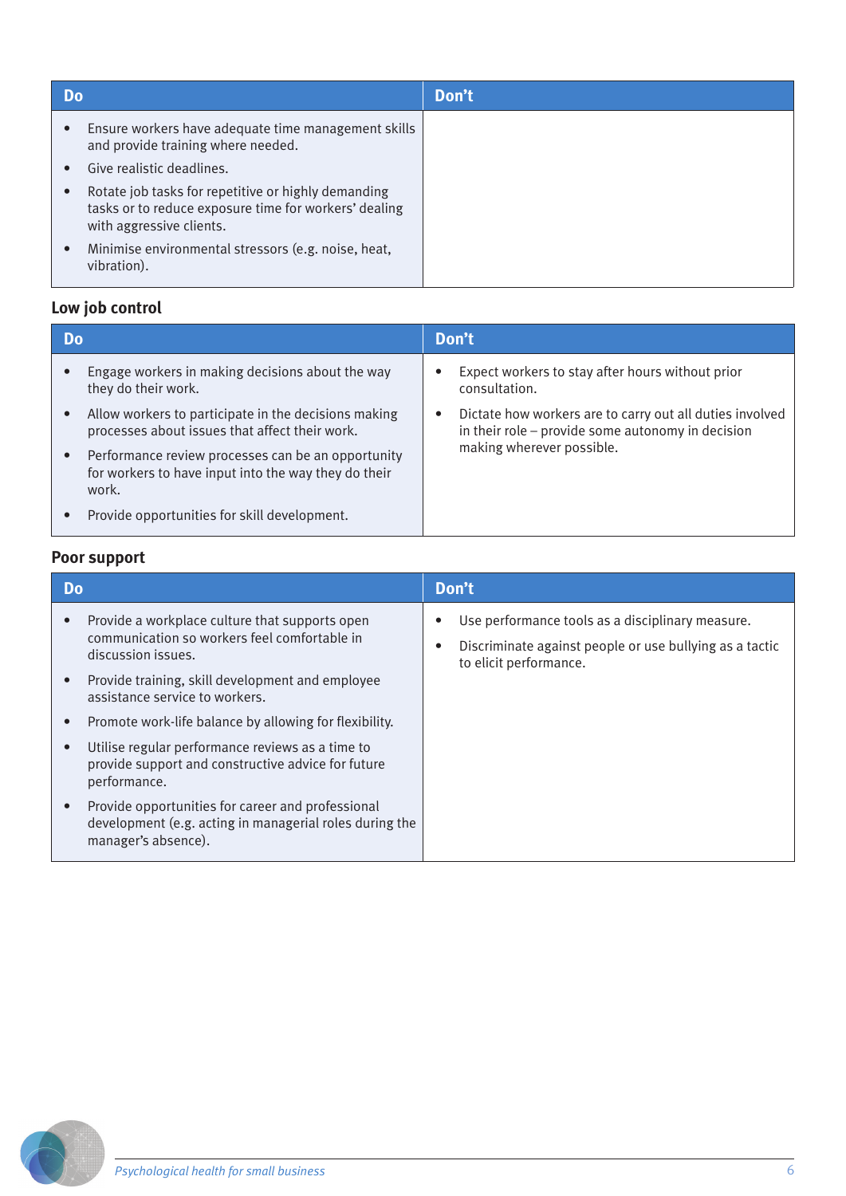| Do | Don't |
|---|---|
| • Ensure workers have adequate time management skills and provide training where needed.<br>• Give realistic deadlines.<br>• Rotate job tasks for repetitive or highly demanding tasks or to reduce exposure time for workers' dealing with aggressive clients.<br>• Minimise environmental stressors (e.g. noise, heat, vibration). | |

### Low job control

| Do | Don't |
|---|---|
| • Engage workers in making decisions about the way they do their work.<br>• Allow workers to participate in the decisions making processes about issues that affect their work.<br>• Performance review processes can be an opportunity for workers to have input into the way they do their work.<br>• Provide opportunities for skill development. | • Expect workers to stay after hours without prior consultation.<br>• Dictate how workers are to carry out all duties involved in their role – provide some autonomy in decision making wherever possible. |

### Poor support

| Do | Don't |
|---|---|
| • Provide a workplace culture that supports open communication so workers feel comfortable in discussion issues.<br>• Provide training, skill development and employee assistance service to workers.<br>• Promote work-life balance by allowing for flexibility.<br>• Utilise regular performance reviews as a time to provide support and constructive advice for future performance.<br>• Provide opportunities for career and professional development (e.g. acting in managerial roles during the manager's absence). | • Use performance tools as a disciplinary measure.<br>• Discriminate against people or use bullying as a tactic to elicit performance. |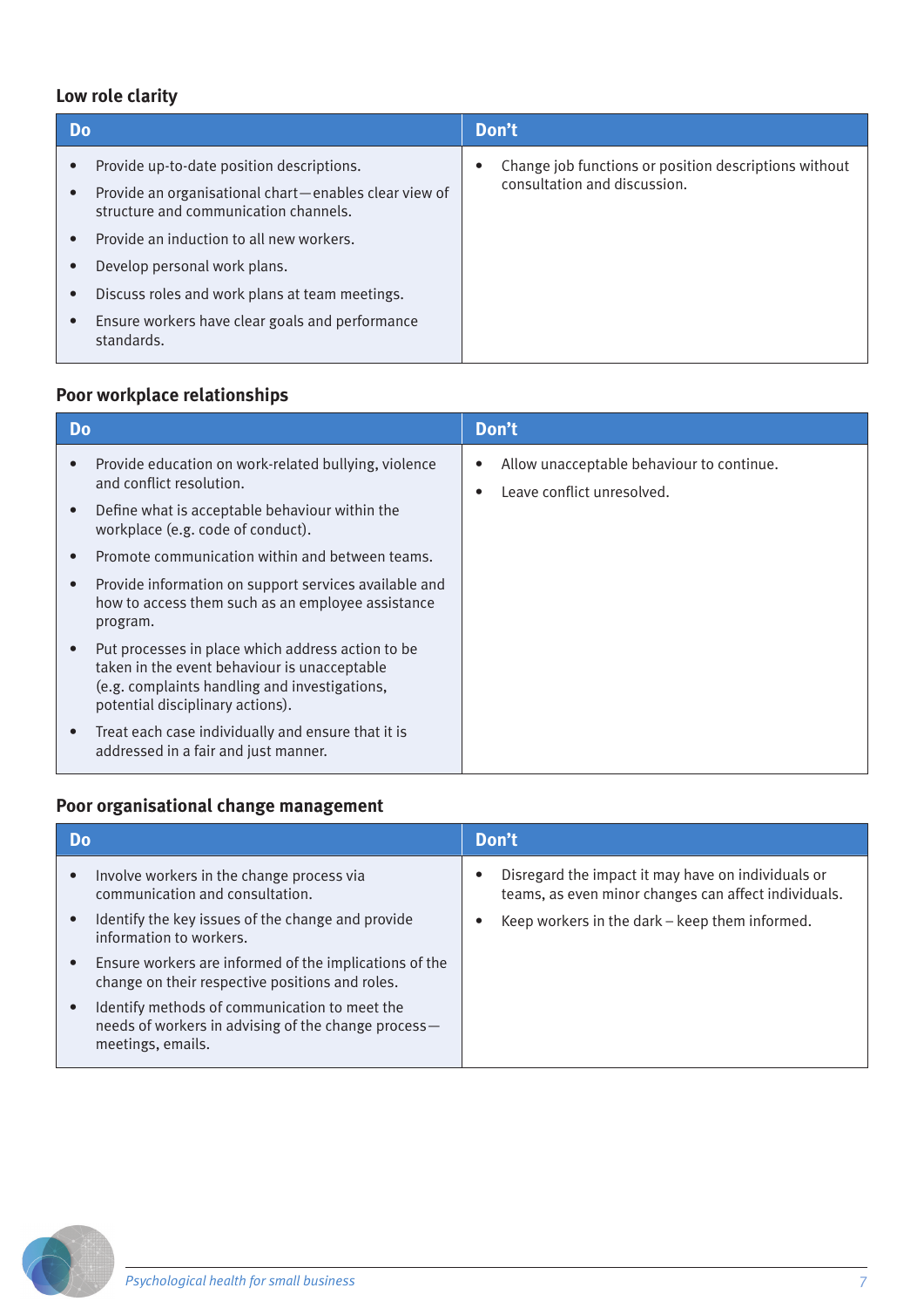### Low role clarity

| Do | Don't |
|---|---|
| • Provide up-to-date position descriptions.<br>• Provide an organisational chart—enables clear view of structure and communication channels.<br>• Provide an induction to all new workers.<br>• Develop personal work plans.<br>• Discuss roles and work plans at team meetings.<br>• Ensure workers have clear goals and performance standards. | • Change job functions or position descriptions without consultation and discussion. |

### Poor workplace relationships

| Do | Don't |
|---|---|
| • Provide education on work-related bullying, violence and conflict resolution.<br>• Define what is acceptable behaviour within the workplace (e.g. code of conduct).<br>• Promote communication within and between teams.<br>• Provide information on support services available and how to access them such as an employee assistance program.<br>• Put processes in place which address action to be taken in the event behaviour is unacceptable (e.g. complaints handling and investigations, potential disciplinary actions).<br>• Treat each case individually and ensure that it is addressed in a fair and just manner. | • Allow unacceptable behaviour to continue.<br>• Leave conflict unresolved. |

### Poor organisational change management

| Do | Don't |
|---|---|
| • Involve workers in the change process via communication and consultation.<br>• Identify the key issues of the change and provide information to workers.<br>• Ensure workers are informed of the implications of the change on their respective positions and roles.<br>• Identify methods of communication to meet the needs of workers in advising of the change process—meetings, emails. | • Disregard the impact it may have on individuals or teams, as even minor changes can affect individuals.<br>• Keep workers in the dark – keep them informed. |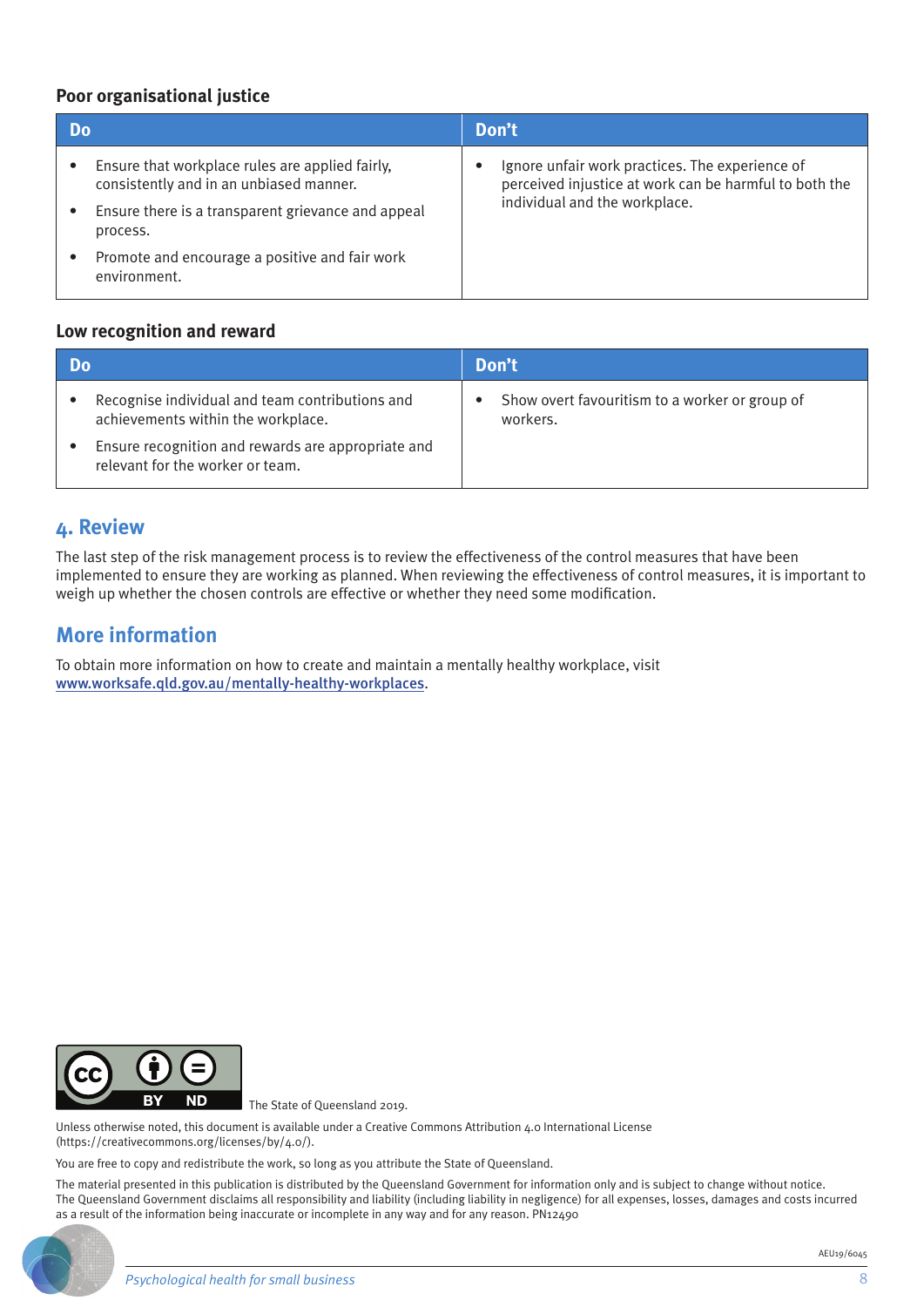### Poor organisational justice

| Do | Don't |
| --- | --- |
| • Ensure that workplace rules are applied fairly, consistently and in an unbiased manner.<br>• Ensure there is a transparent grievance and appeal process.<br>• Promote and encourage a positive and fair work environment. | • Ignore unfair work practices. The experience of perceived injustice at work can be harmful to both the individual and the workplace. |

### Low recognition and reward

| Do | Don't |
| --- | --- |
| • Recognise individual and team contributions and achievements within the workplace.<br>• Ensure recognition and rewards are appropriate and relevant for the worker or team. | • Show overt favouritism to a worker or group of workers. |

## 4. Review

The last step of the risk management process is to review the effectiveness of the control measures that have been implemented to ensure they are working as planned. When reviewing the effectiveness of control measures, it is important to weigh up whether the chosen controls are effective or whether they need some modification.

## More information

To obtain more information on how to create and maintain a mentally healthy workplace, visit www.worksafe.qld.gov.au/mentally-healthy-workplaces.

The State of Queensland 2019.

Unless otherwise noted, this document is available under a Creative Commons Attribution 4.0 International License (https://creativecommons.org/licenses/by/4.0/).

You are free to copy and redistribute the work, so long as you attribute the State of Queensland.

The material presented in this publication is distributed by the Queensland Government for information only and is subject to change without notice. The Queensland Government disclaims all responsibility and liability (including liability in negligence) for all expenses, losses, damages and costs incurred as a result of the information being inaccurate or incomplete in any way and for any reason. PN12490

AEU19/6045